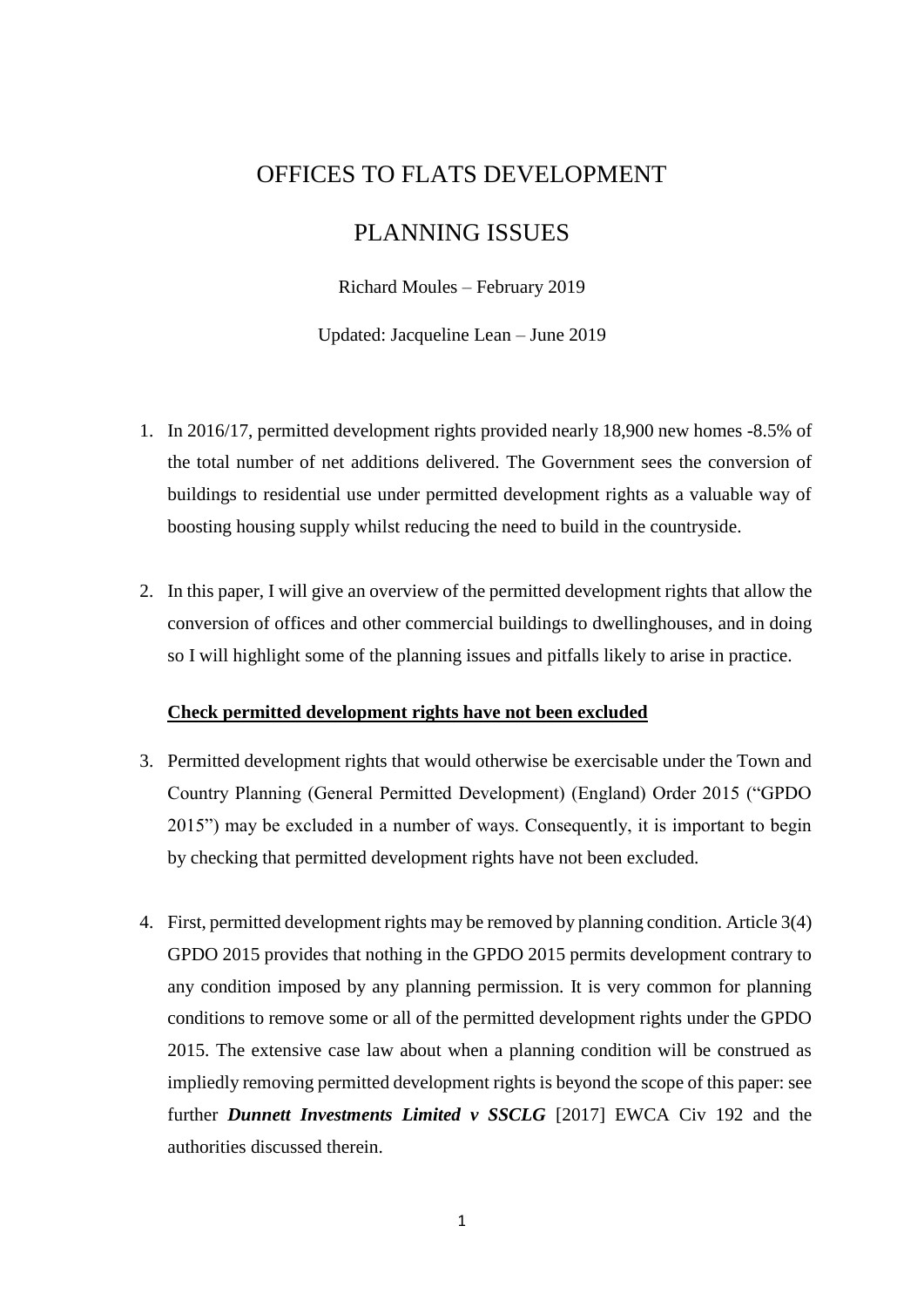# OFFICES TO FLATS DEVELOPMENT

# PLANNING ISSUES

Richard Moules – February 2019

Updated: Jacqueline Lean – June 2019

1. In 2016/17, permitted development rights provided nearly 18,900 new homes -8.5% of the total number of net additions delivered. The Government sees the conversion of buildings to residential use under permitted development rights as a valuable way of boosting housing supply whilst reducing the need to build in the countryside.

2. In this paper, I will give an overview of the permitted development rights that allow the conversion of offices and other commercial buildings to dwellinghouses, and in doing so I will highlight some of the planning issues and pitfalls likely to arise in practice.

**<u>Check permitted development rights have not been excluded</u>**

3. Permitted development rights that would otherwise be exercisable under the Town and Country Planning (General Permitted Development) (England) Order 2015 ("GPDO 2015") may be excluded in a number of ways. Consequently, it is important to begin by checking that permitted development rights have not been excluded.

4. First, permitted development rights may be removed by planning condition. Article 3(4) GPDO 2015 provides that nothing in the GPDO 2015 permits development contrary to any condition imposed by any planning permission. It is very common for planning conditions to remove some or all of the permitted development rights under the GPDO 2015. The extensive case law about when a planning condition will be construed as impliedly removing permitted development rights is beyond the scope of this paper: see further ***Dunnett Investments Limited v SSCLG*** [2017] EWCA Civ 192 and the authorities discussed therein.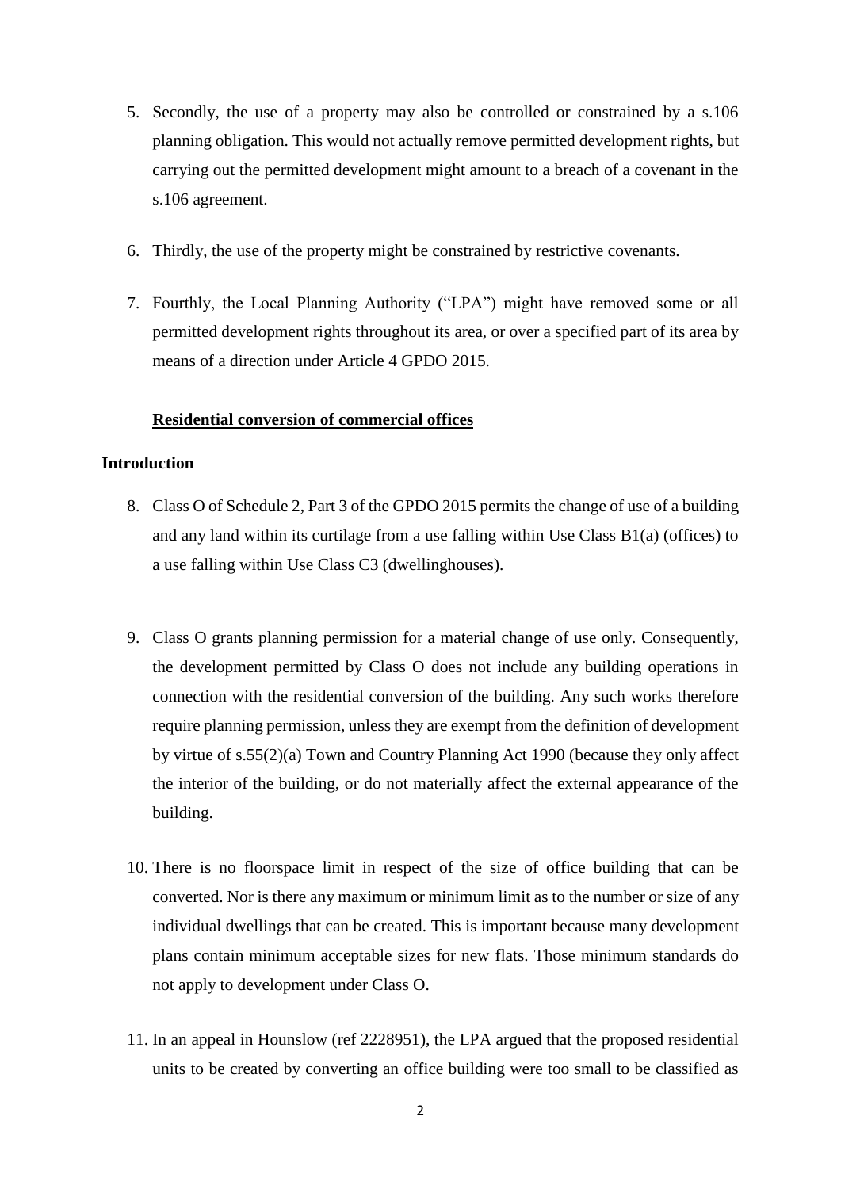5. Secondly, the use of a property may also be controlled or constrained by a s.106 planning obligation. This would not actually remove permitted development rights, but carrying out the permitted development might amount to a breach of a covenant in the s.106 agreement.

6. Thirdly, the use of the property might be constrained by restrictive covenants.

7. Fourthly, the Local Planning Authority ("LPA") might have removed some or all permitted development rights throughout its area, or over a specified part of its area by means of a direction under Article 4 GPDO 2015.

## Residential conversion of commercial offices

### Introduction

8. Class O of Schedule 2, Part 3 of the GPDO 2015 permits the change of use of a building and any land within its curtilage from a use falling within Use Class B1(a) (offices) to a use falling within Use Class C3 (dwellinghouses).

9. Class O grants planning permission for a material change of use only. Consequently, the development permitted by Class O does not include any building operations in connection with the residential conversion of the building. Any such works therefore require planning permission, unless they are exempt from the definition of development by virtue of s.55(2)(a) Town and Country Planning Act 1990 (because they only affect the interior of the building, or do not materially affect the external appearance of the building.

10. There is no floorspace limit in respect of the size of office building that can be converted. Nor is there any maximum or minimum limit as to the number or size of any individual dwellings that can be created. This is important because many development plans contain minimum acceptable sizes for new flats. Those minimum standards do not apply to development under Class O.

11. In an appeal in Hounslow (ref 2228951), the LPA argued that the proposed residential units to be created by converting an office building were too small to be classified as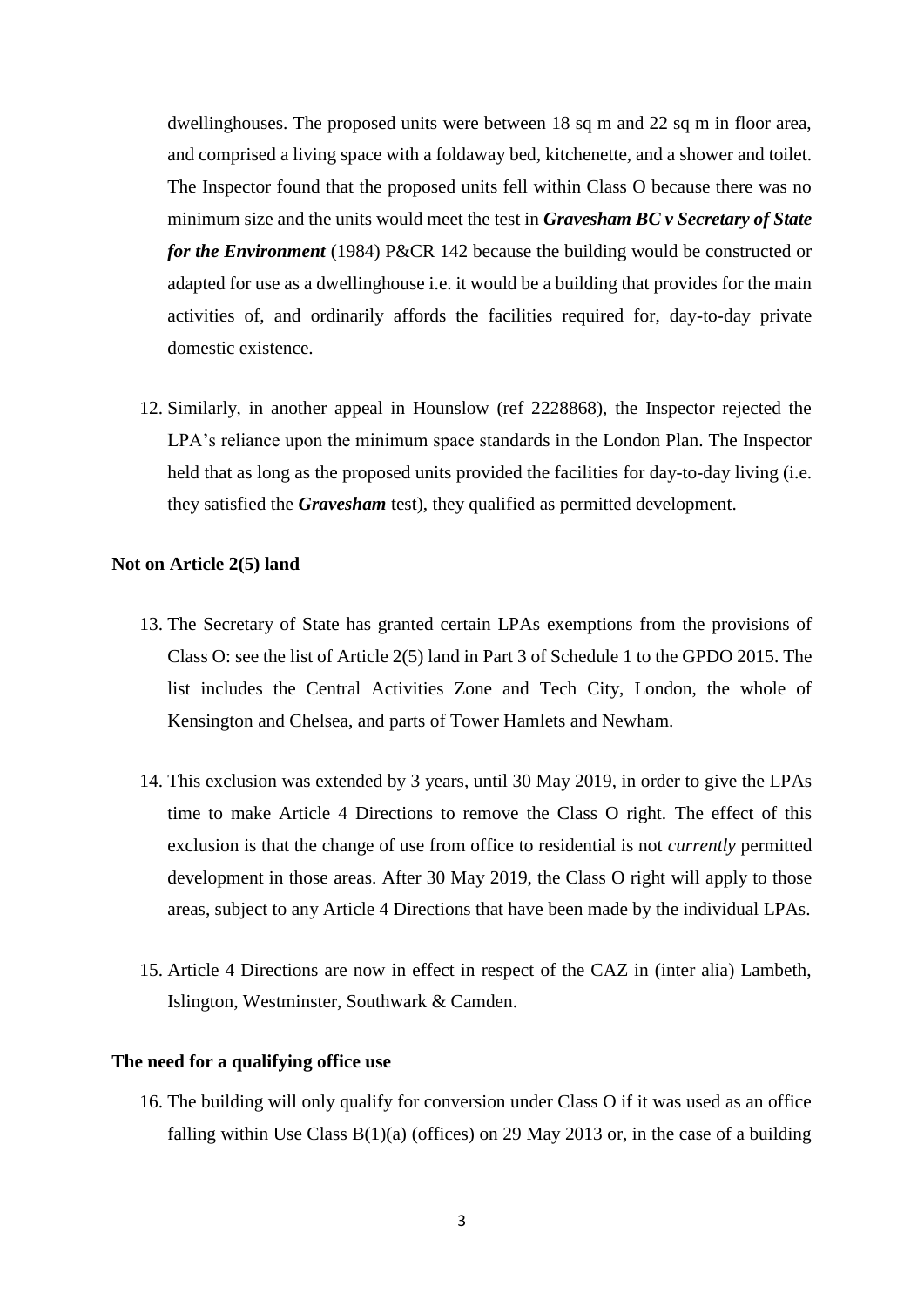dwellinghouses. The proposed units were between 18 sq m and 22 sq m in floor area, and comprised a living space with a foldaway bed, kitchenette, and a shower and toilet. The Inspector found that the proposed units fell within Class O because there was no minimum size and the units would meet the test in ***Gravesham BC v Secretary of State for the Environment*** (1984) P&CR 142 because the building would be constructed or adapted for use as a dwellinghouse i.e. it would be a building that provides for the main activities of, and ordinarily affords the facilities required for, day-to-day private domestic existence.

12. Similarly, in another appeal in Hounslow (ref 2228868), the Inspector rejected the LPA's reliance upon the minimum space standards in the London Plan. The Inspector held that as long as the proposed units provided the facilities for day-to-day living (i.e. they satisfied the ***Gravesham*** test), they qualified as permitted development.

**Not on Article 2(5) land**

13. The Secretary of State has granted certain LPAs exemptions from the provisions of Class O: see the list of Article 2(5) land in Part 3 of Schedule 1 to the GPDO 2015. The list includes the Central Activities Zone and Tech City, London, the whole of Kensington and Chelsea, and parts of Tower Hamlets and Newham.

14. This exclusion was extended by 3 years, until 30 May 2019, in order to give the LPAs time to make Article 4 Directions to remove the Class O right. The effect of this exclusion is that the change of use from office to residential is not *currently* permitted development in those areas. After 30 May 2019, the Class O right will apply to those areas, subject to any Article 4 Directions that have been made by the individual LPAs.

15. Article 4 Directions are now in effect in respect of the CAZ in (inter alia) Lambeth, Islington, Westminster, Southwark & Camden.

**The need for a qualifying office use**

16. The building will only qualify for conversion under Class O if it was used as an office falling within Use Class B(1)(a) (offices) on 29 May 2013 or, in the case of a building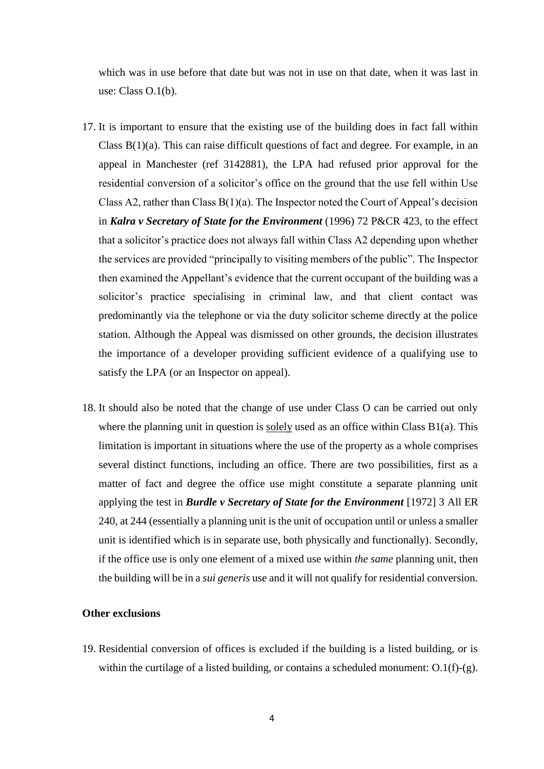which was in use before that date but was not in use on that date, when it was last in use: Class O.1(b).

17. It is important to ensure that the existing use of the building does in fact fall within Class B(1)(a). This can raise difficult questions of fact and degree. For example, in an appeal in Manchester (ref 3142881), the LPA had refused prior approval for the residential conversion of a solicitor's office on the ground that the use fell within Use Class A2, rather than Class B(1)(a). The Inspector noted the Court of Appeal's decision in ***Kalra v Secretary of State for the Environment*** (1996) 72 P&CR 423, to the effect that a solicitor's practice does not always fall within Class A2 depending upon whether the services are provided "principally to visiting members of the public". The Inspector then examined the Appellant's evidence that the current occupant of the building was a solicitor's practice specialising in criminal law, and that client contact was predominantly via the telephone or via the duty solicitor scheme directly at the police station. Although the Appeal was dismissed on other grounds, the decision illustrates the importance of a developer providing sufficient evidence of a qualifying use to satisfy the LPA (or an Inspector on appeal).

18. It should also be noted that the change of use under Class O can be carried out only where the planning unit in question is <u>solely</u> used as an office within Class B1(a). This limitation is important in situations where the use of the property as a whole comprises several distinct functions, including an office. There are two possibilities, first as a matter of fact and degree the office use might constitute a separate planning unit applying the test in ***Burdle v Secretary of State for the Environment*** [1972] 3 All ER 240, at 244 (essentially a planning unit is the unit of occupation until or unless a smaller unit is identified which is in separate use, both physically and functionally). Secondly, if the office use is only one element of a mixed use within *the same* planning unit, then the building will be in a *sui generis* use and it will not qualify for residential conversion.

**Other exclusions**

19. Residential conversion of offices is excluded if the building is a listed building, or is within the curtilage of a listed building, or contains a scheduled monument: O.1(f)-(g).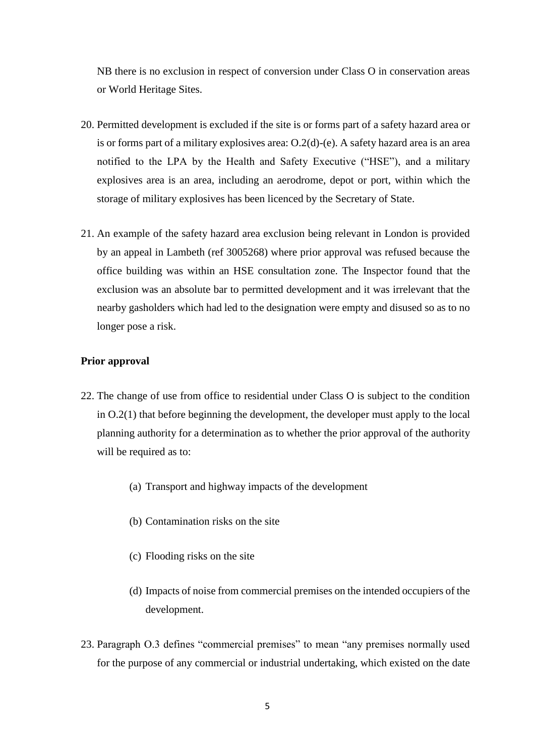NB there is no exclusion in respect of conversion under Class O in conservation areas or World Heritage Sites.

20. Permitted development is excluded if the site is or forms part of a safety hazard area or is or forms part of a military explosives area: O.2(d)-(e). A safety hazard area is an area notified to the LPA by the Health and Safety Executive ("HSE"), and a military explosives area is an area, including an aerodrome, depot or port, within which the storage of military explosives has been licenced by the Secretary of State.

21. An example of the safety hazard area exclusion being relevant in London is provided by an appeal in Lambeth (ref 3005268) where prior approval was refused because the office building was within an HSE consultation zone. The Inspector found that the exclusion was an absolute bar to permitted development and it was irrelevant that the nearby gasholders which had led to the designation were empty and disused so as to no longer pose a risk.

**Prior approval**

22. The change of use from office to residential under Class O is subject to the condition in O.2(1) that before beginning the development, the developer must apply to the local planning authority for a determination as to whether the prior approval of the authority will be required as to:

    (a) Transport and highway impacts of the development

    (b) Contamination risks on the site

    (c) Flooding risks on the site

    (d) Impacts of noise from commercial premises on the intended occupiers of the development.

23. Paragraph O.3 defines "commercial premises" to mean "any premises normally used for the purpose of any commercial or industrial undertaking, which existed on the date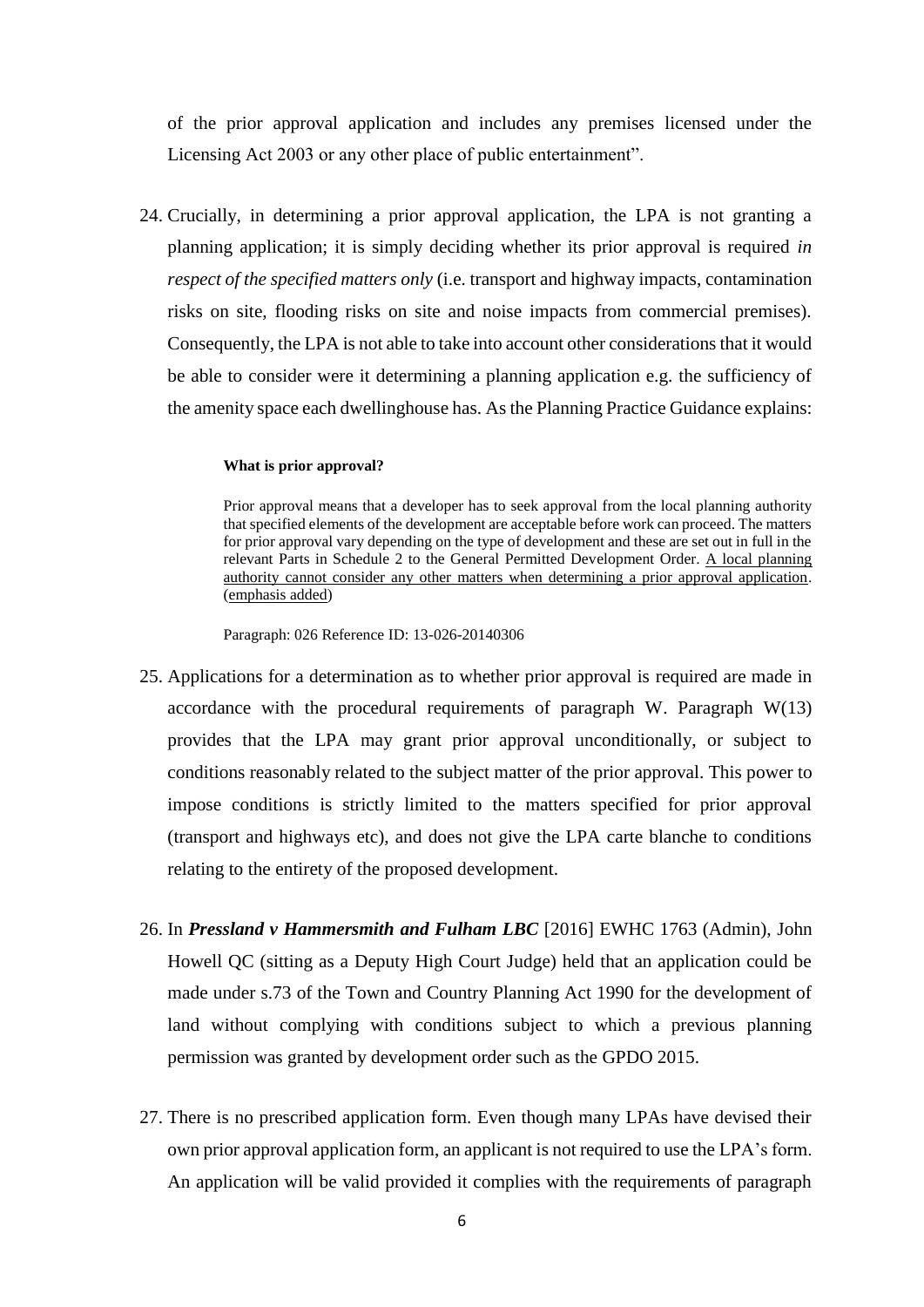of the prior approval application and includes any premises licensed under the Licensing Act 2003 or any other place of public entertainment".

24. Crucially, in determining a prior approval application, the LPA is not granting a planning application; it is simply deciding whether its prior approval is required *in respect of the specified matters only* (i.e. transport and highway impacts, contamination risks on site, flooding risks on site and noise impacts from commercial premises). Consequently, the LPA is not able to take into account other considerations that it would be able to consider were it determining a planning application e.g. the sufficiency of the amenity space each dwellinghouse has. As the Planning Practice Guidance explains:

> **What is prior approval?**
>
> Prior approval means that a developer has to seek approval from the local planning authority that specified elements of the development are acceptable before work can proceed. The matters for prior approval vary depending on the type of development and these are set out in full in the relevant Parts in Schedule 2 to the General Permitted Development Order. <u>A local planning authority cannot consider any other matters when determining a prior approval application</u>. (<u>emphasis added</u>)
>
> Paragraph: 026 Reference ID: 13-026-20140306

25. Applications for a determination as to whether prior approval is required are made in accordance with the procedural requirements of paragraph W. Paragraph W(13) provides that the LPA may grant prior approval unconditionally, or subject to conditions reasonably related to the subject matter of the prior approval. This power to impose conditions is strictly limited to the matters specified for prior approval (transport and highways etc), and does not give the LPA carte blanche to conditions relating to the entirety of the proposed development.

26. In ***Pressland v Hammersmith and Fulham LBC*** [2016] EWHC 1763 (Admin), John Howell QC (sitting as a Deputy High Court Judge) held that an application could be made under s.73 of the Town and Country Planning Act 1990 for the development of land without complying with conditions subject to which a previous planning permission was granted by development order such as the GPDO 2015.

27. There is no prescribed application form. Even though many LPAs have devised their own prior approval application form, an applicant is not required to use the LPA's form. An application will be valid provided it complies with the requirements of paragraph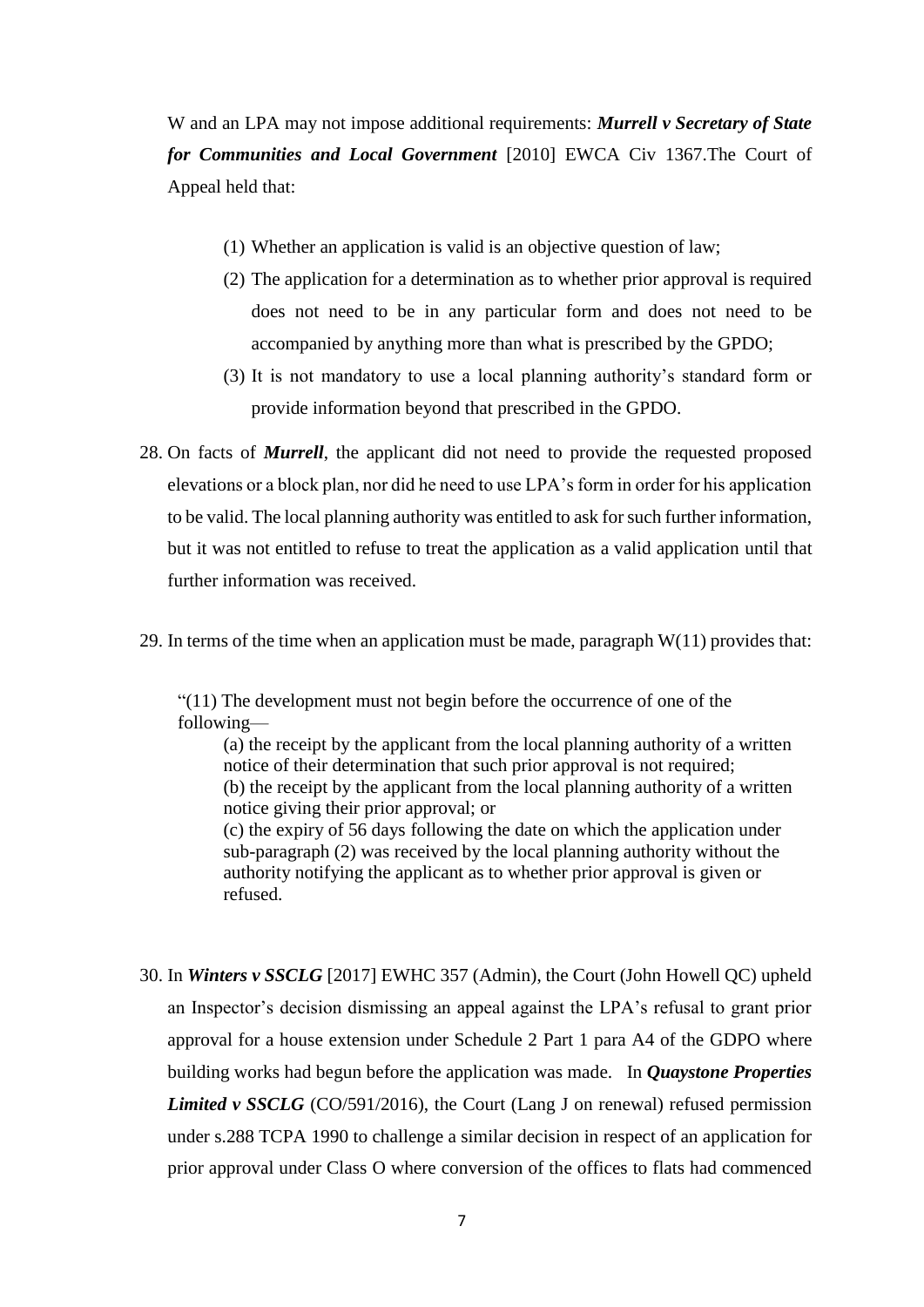W and an LPA may not impose additional requirements: ***Murrell v Secretary of State for Communities and Local Government*** [2010] EWCA Civ 1367.The Court of Appeal held that:

(1) Whether an application is valid is an objective question of law;

(2) The application for a determination as to whether prior approval is required does not need to be in any particular form and does not need to be accompanied by anything more than what is prescribed by the GPDO;

(3) It is not mandatory to use a local planning authority's standard form or provide information beyond that prescribed in the GPDO.

28. On facts of ***Murrell***, the applicant did not need to provide the requested proposed elevations or a block plan, nor did he need to use LPA's form in order for his application to be valid. The local planning authority was entitled to ask for such further information, but it was not entitled to refuse to treat the application as a valid application until that further information was received.

29. In terms of the time when an application must be made, paragraph W(11) provides that:

> "(11) The development must not begin before the occurrence of one of the following—
>
> (a) the receipt by the applicant from the local planning authority of a written notice of their determination that such prior approval is not required;
>
> (b) the receipt by the applicant from the local planning authority of a written notice giving their prior approval; or
>
> (c) the expiry of 56 days following the date on which the application under sub-paragraph (2) was received by the local planning authority without the authority notifying the applicant as to whether prior approval is given or refused.

30. In ***Winters v SSCLG*** [2017] EWHC 357 (Admin), the Court (John Howell QC) upheld an Inspector's decision dismissing an appeal against the LPA's refusal to grant prior approval for a house extension under Schedule 2 Part 1 para A4 of the GDPO where building works had begun before the application was made. In ***Quaystone Properties Limited v SSCLG*** (CO/591/2016), the Court (Lang J on renewal) refused permission under s.288 TCPA 1990 to challenge a similar decision in respect of an application for prior approval under Class O where conversion of the offices to flats had commenced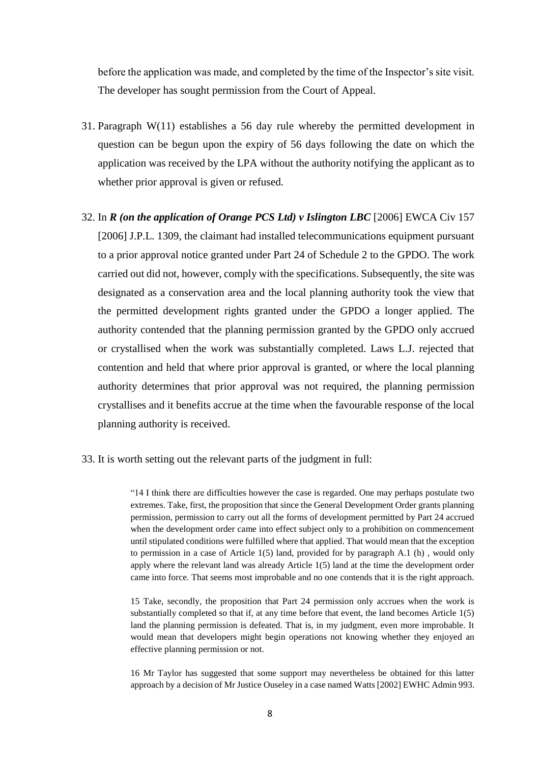before the application was made, and completed by the time of the Inspector's site visit. The developer has sought permission from the Court of Appeal.

31. Paragraph W(11) establishes a 56 day rule whereby the permitted development in question can be begun upon the expiry of 56 days following the date on which the application was received by the LPA without the authority notifying the applicant as to whether prior approval is given or refused.

32. In ***R (on the application of Orange PCS Ltd) v Islington LBC*** [2006] EWCA Civ 157 [2006] J.P.L. 1309, the claimant had installed telecommunications equipment pursuant to a prior approval notice granted under Part 24 of Schedule 2 to the GPDO. The work carried out did not, however, comply with the specifications. Subsequently, the site was designated as a conservation area and the local planning authority took the view that the permitted development rights granted under the GPDO a longer applied. The authority contended that the planning permission granted by the GPDO only accrued or crystallised when the work was substantially completed. Laws L.J. rejected that contention and held that where prior approval is granted, or where the local planning authority determines that prior approval was not required, the planning permission crystallises and it benefits accrue at the time when the favourable response of the local planning authority is received.

33. It is worth setting out the relevant parts of the judgment in full:

> "14 I think there are difficulties however the case is regarded. One may perhaps postulate two extremes. Take, first, the proposition that since the General Development Order grants planning permission, permission to carry out all the forms of development permitted by Part 24 accrued when the development order came into effect subject only to a prohibition on commencement until stipulated conditions were fulfilled where that applied. That would mean that the exception to permission in a case of Article 1(5) land, provided for by paragraph A.1 (h) , would only apply where the relevant land was already Article 1(5) land at the time the development order came into force. That seems most improbable and no one contends that it is the right approach.
>
> 15 Take, secondly, the proposition that Part 24 permission only accrues when the work is substantially completed so that if, at any time before that event, the land becomes Article 1(5) land the planning permission is defeated. That is, in my judgment, even more improbable. It would mean that developers might begin operations not knowing whether they enjoyed an effective planning permission or not.
>
> 16 Mr Taylor has suggested that some support may nevertheless be obtained for this latter approach by a decision of Mr Justice Ouseley in a case named Watts [2002] EWHC Admin 993.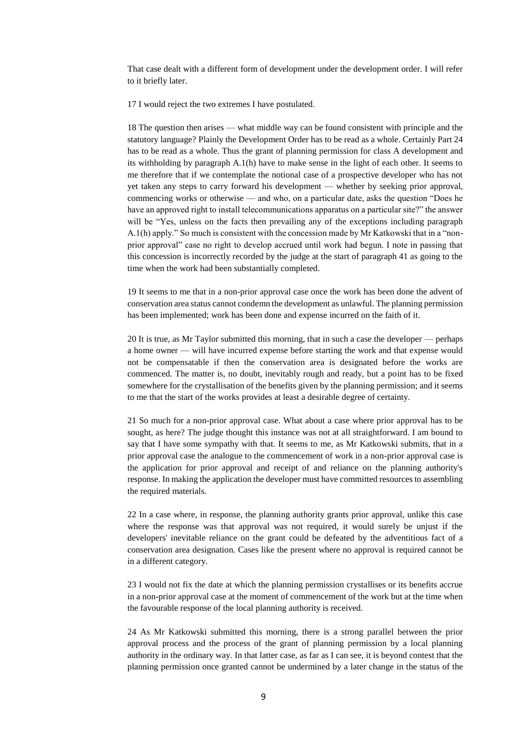That case dealt with a different form of development under the development order. I will refer to it briefly later.

17 I would reject the two extremes I have postulated.

18 The question then arises — what middle way can be found consistent with principle and the statutory language? Plainly the Development Order has to be read as a whole. Certainly Part 24 has to be read as a whole. Thus the grant of planning permission for class A development and its withholding by paragraph A.1(h) have to make sense in the light of each other. It seems to me therefore that if we contemplate the notional case of a prospective developer who has not yet taken any steps to carry forward his development — whether by seeking prior approval, commencing works or otherwise — and who, on a particular date, asks the question "Does he have an approved right to install telecommunications apparatus on a particular site?" the answer will be "Yes, unless on the facts then prevailing any of the exceptions including paragraph A.1(h) apply." So much is consistent with the concession made by Mr Katkowski that in a "non-prior approval" case no right to develop accrued until work had begun. I note in passing that this concession is incorrectly recorded by the judge at the start of paragraph 41 as going to the time when the work had been substantially completed.

19 It seems to me that in a non-prior approval case once the work has been done the advent of conservation area status cannot condemn the development as unlawful. The planning permission has been implemented; work has been done and expense incurred on the faith of it.

20 It is true, as Mr Taylor submitted this morning, that in such a case the developer — perhaps a home owner — will have incurred expense before starting the work and that expense would not be compensatable if then the conservation area is designated before the works are commenced. The matter is, no doubt, inevitably rough and ready, but a point has to be fixed somewhere for the crystallisation of the benefits given by the planning permission; and it seems to me that the start of the works provides at least a desirable degree of certainty.

21 So much for a non-prior approval case. What about a case where prior approval has to be sought, as here? The judge thought this instance was not at all straightforward. I am bound to say that I have some sympathy with that. It seems to me, as Mr Katkowski submits, that in a prior approval case the analogue to the commencement of work in a non-prior approval case is the application for prior approval and receipt of and reliance on the planning authority's response. In making the application the developer must have committed resources to assembling the required materials.

22 In a case where, in response, the planning authority grants prior approval, unlike this case where the response was that approval was not required, it would surely be unjust if the developers' inevitable reliance on the grant could be defeated by the adventitious fact of a conservation area designation. Cases like the present where no approval is required cannot be in a different category.

23 I would not fix the date at which the planning permission crystallises or its benefits accrue in a non-prior approval case at the moment of commencement of the work but at the time when the favourable response of the local planning authority is received.

24 As Mr Katkowski submitted this morning, there is a strong parallel between the prior approval process and the process of the grant of planning permission by a local planning authority in the ordinary way. In that latter case, as far as I can see, it is beyond contest that the planning permission once granted cannot be undermined by a later change in the status of the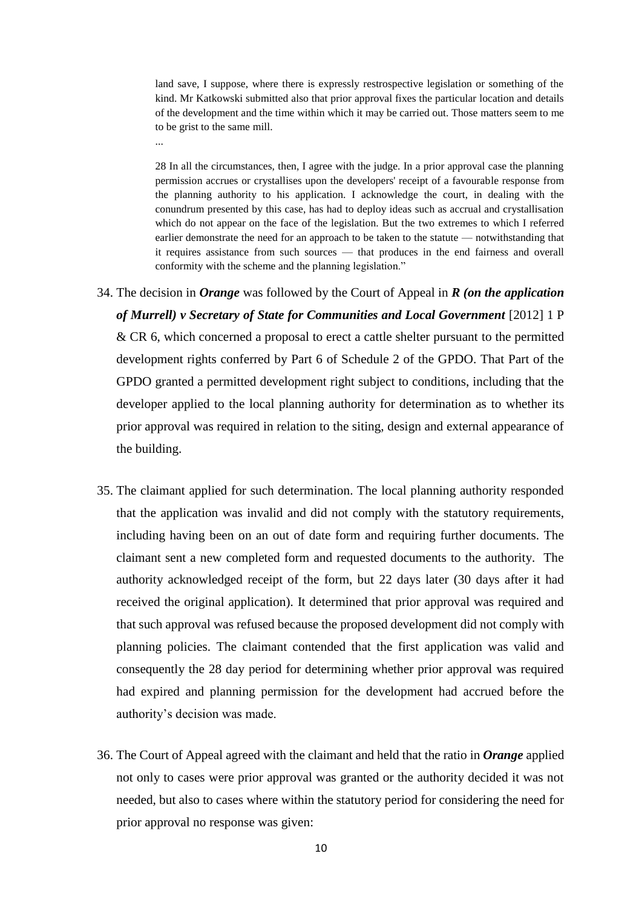> land save, I suppose, where there is expressly restrospective legislation or something of the kind. Mr Katkowski submitted also that prior approval fixes the particular location and details of the development and the time within which it may be carried out. Those matters seem to me to be grist to the same mill.
>
> ...
>
> 28 In all the circumstances, then, I agree with the judge. In a prior approval case the planning permission accrues or crystallises upon the developers' receipt of a favourable response from the planning authority to his application. I acknowledge the court, in dealing with the conundrum presented by this case, has had to deploy ideas such as accrual and crystallisation which do not appear on the face of the legislation. But the two extremes to which I referred earlier demonstrate the need for an approach to be taken to the statute — notwithstanding that it requires assistance from such sources — that produces in the end fairness and overall conformity with the scheme and the planning legislation."

34. The decision in ***Orange*** was followed by the Court of Appeal in ***R (on the application of Murrell) v Secretary of State for Communities and Local Government*** [2012] 1 P & CR 6, which concerned a proposal to erect a cattle shelter pursuant to the permitted development rights conferred by Part 6 of Schedule 2 of the GPDO. That Part of the GPDO granted a permitted development right subject to conditions, including that the developer applied to the local planning authority for determination as to whether its prior approval was required in relation to the siting, design and external appearance of the building.

35. The claimant applied for such determination. The local planning authority responded that the application was invalid and did not comply with the statutory requirements, including having been on an out of date form and requiring further documents. The claimant sent a new completed form and requested documents to the authority. The authority acknowledged receipt of the form, but 22 days later (30 days after it had received the original application). It determined that prior approval was required and that such approval was refused because the proposed development did not comply with planning policies. The claimant contended that the first application was valid and consequently the 28 day period for determining whether prior approval was required had expired and planning permission for the development had accrued before the authority's decision was made.

36. The Court of Appeal agreed with the claimant and held that the ratio in ***Orange*** applied not only to cases were prior approval was granted or the authority decided it was not needed, but also to cases where within the statutory period for considering the need for prior approval no response was given: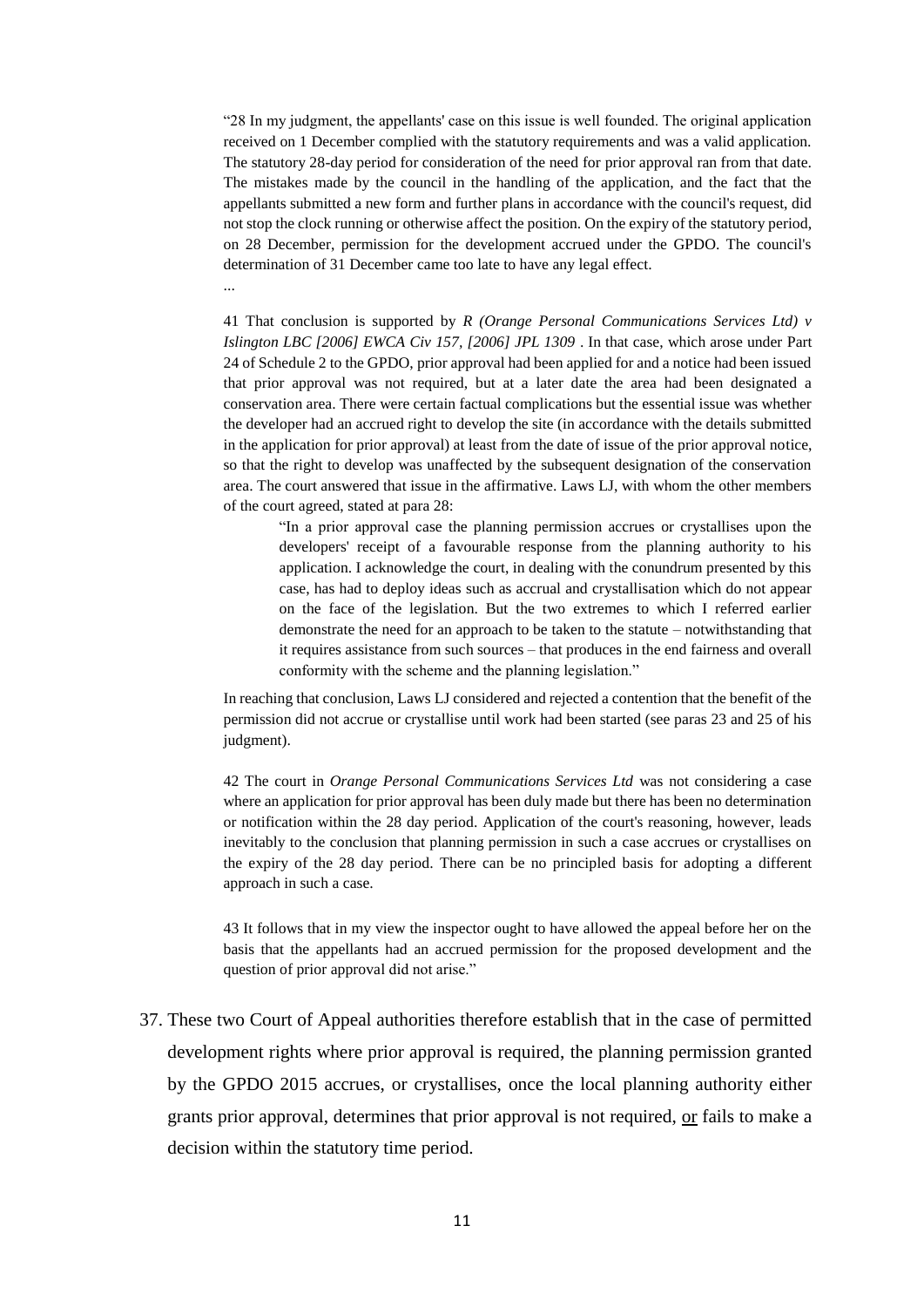> "28 In my judgment, the appellants' case on this issue is well founded. The original application received on 1 December complied with the statutory requirements and was a valid application. The statutory 28-day period for consideration of the need for prior approval ran from that date. The mistakes made by the council in the handling of the application, and the fact that the appellants submitted a new form and further plans in accordance with the council's request, did not stop the clock running or otherwise affect the position. On the expiry of the statutory period, on 28 December, permission for the development accrued under the GPDO. The council's determination of 31 December came too late to have any legal effect.
>
> ...
>
> 41 That conclusion is supported by *R (Orange Personal Communications Services Ltd) v Islington LBC [2006] EWCA Civ 157, [2006] JPL 1309* . In that case, which arose under Part 24 of Schedule 2 to the GPDO, prior approval had been applied for and a notice had been issued that prior approval was not required, but at a later date the area had been designated a conservation area. There were certain factual complications but the essential issue was whether the developer had an accrued right to develop the site (in accordance with the details submitted in the application for prior approval) at least from the date of issue of the prior approval notice, so that the right to develop was unaffected by the subsequent designation of the conservation area. The court answered that issue in the affirmative. Laws LJ, with whom the other members of the court agreed, stated at para 28:
>
> > "In a prior approval case the planning permission accrues or crystallises upon the developers' receipt of a favourable response from the planning authority to his application. I acknowledge the court, in dealing with the conundrum presented by this case, has had to deploy ideas such as accrual and crystallisation which do not appear on the face of the legislation. But the two extremes to which I referred earlier demonstrate the need for an approach to be taken to the statute – notwithstanding that it requires assistance from such sources – that produces in the end fairness and overall conformity with the scheme and the planning legislation."
>
> In reaching that conclusion, Laws LJ considered and rejected a contention that the benefit of the permission did not accrue or crystallise until work had been started (see paras 23 and 25 of his judgment).
>
> 42 The court in *Orange Personal Communications Services Ltd* was not considering a case where an application for prior approval has been duly made but there has been no determination or notification within the 28 day period. Application of the court's reasoning, however, leads inevitably to the conclusion that planning permission in such a case accrues or crystallises on the expiry of the 28 day period. There can be no principled basis for adopting a different approach in such a case.
>
> 43 It follows that in my view the inspector ought to have allowed the appeal before her on the basis that the appellants had an accrued permission for the proposed development and the question of prior approval did not arise."

37. These two Court of Appeal authorities therefore establish that in the case of permitted development rights where prior approval is required, the planning permission granted by the GPDO 2015 accrues, or crystallises, once the local planning authority either grants prior approval, determines that prior approval is not required, <u>or</u> fails to make a decision within the statutory time period.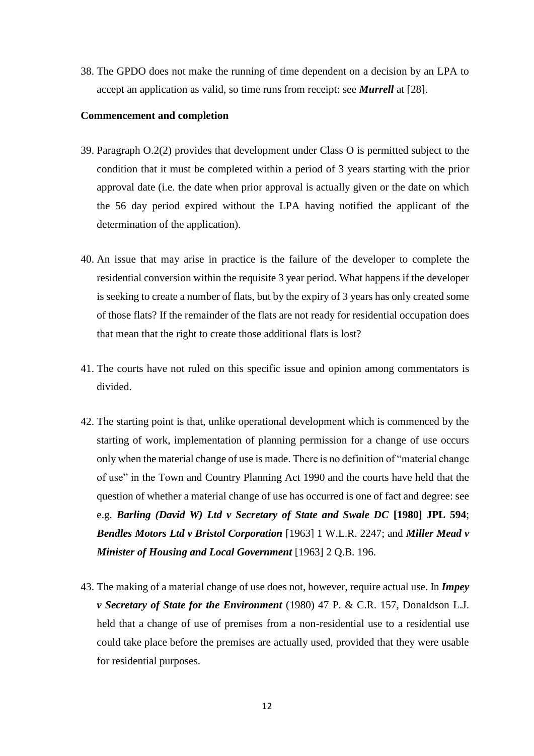38. The GPDO does not make the running of time dependent on a decision by an LPA to accept an application as valid, so time runs from receipt: see ***Murrell*** at [28].

**Commencement and completion**

39. Paragraph O.2(2) provides that development under Class O is permitted subject to the condition that it must be completed within a period of 3 years starting with the prior approval date (i.e. the date when prior approval is actually given or the date on which the 56 day period expired without the LPA having notified the applicant of the determination of the application).

40. An issue that may arise in practice is the failure of the developer to complete the residential conversion within the requisite 3 year period. What happens if the developer is seeking to create a number of flats, but by the expiry of 3 years has only created some of those flats? If the remainder of the flats are not ready for residential occupation does that mean that the right to create those additional flats is lost?

41. The courts have not ruled on this specific issue and opinion among commentators is divided.

42. The starting point is that, unlike operational development which is commenced by the starting of work, implementation of planning permission for a change of use occurs only when the material change of use is made. There is no definition of "material change of use" in the Town and Country Planning Act 1990 and the courts have held that the question of whether a material change of use has occurred is one of fact and degree: see e.g. ***Barling (David W) Ltd v Secretary of State and Swale DC*** **[1980] JPL 594**; ***Bendles Motors Ltd v Bristol Corporation*** [1963] 1 W.L.R. 2247; and ***Miller Mead v Minister of Housing and Local Government*** [1963] 2 Q.B. 196.

43. The making of a material change of use does not, however, require actual use. In ***Impey v Secretary of State for the Environment*** (1980) 47 P. & C.R. 157, Donaldson L.J. held that a change of use of premises from a non-residential use to a residential use could take place before the premises are actually used, provided that they were usable for residential purposes.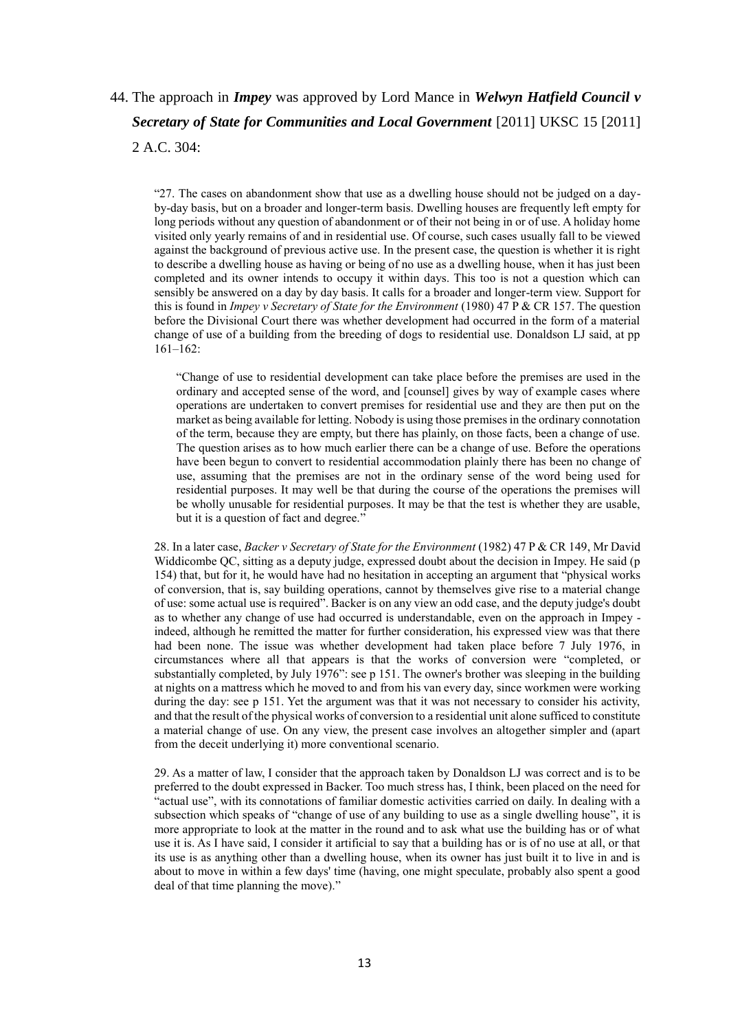44. The approach in ***Impey*** was approved by Lord Mance in ***Welwyn Hatfield Council v Secretary of State for Communities and Local Government*** [2011] UKSC 15 [2011] 2 A.C. 304:

> "27. The cases on abandonment show that use as a dwelling house should not be judged on a day-by-day basis, but on a broader and longer-term basis. Dwelling houses are frequently left empty for long periods without any question of abandonment or of their not being in or of use. A holiday home visited only yearly remains of and in residential use. Of course, such cases usually fall to be viewed against the background of previous active use. In the present case, the question is whether it is right to describe a dwelling house as having or being of no use as a dwelling house, when it has just been completed and its owner intends to occupy it within days. This too is not a question which can sensibly be answered on a day by day basis. It calls for a broader and longer-term view. Support for this is found in *Impey v Secretary of State for the Environment* (1980) 47 P & CR 157. The question before the Divisional Court there was whether development had occurred in the form of a material change of use of a building from the breeding of dogs to residential use. Donaldson LJ said, at pp 161–162:
>
> > "Change of use to residential development can take place before the premises are used in the ordinary and accepted sense of the word, and [counsel] gives by way of example cases where operations are undertaken to convert premises for residential use and they are then put on the market as being available for letting. Nobody is using those premises in the ordinary connotation of the term, because they are empty, but there has plainly, on those facts, been a change of use. The question arises as to how much earlier there can be a change of use. Before the operations have been begun to convert to residential accommodation plainly there has been no change of use, assuming that the premises are not in the ordinary sense of the word being used for residential purposes. It may well be that during the course of the operations the premises will be wholly unusable for residential purposes. It may be that the test is whether they are usable, but it is a question of fact and degree."
>
> 28. In a later case, *Backer v Secretary of State for the Environment* (1982) 47 P & CR 149, Mr David Widdicombe QC, sitting as a deputy judge, expressed doubt about the decision in Impey. He said (p 154) that, but for it, he would have had no hesitation in accepting an argument that "physical works of conversion, that is, say building operations, cannot by themselves give rise to a material change of use: some actual use is required". Backer is on any view an odd case, and the deputy judge's doubt as to whether any change of use had occurred is understandable, even on the approach in Impey - indeed, although he remitted the matter for further consideration, his expressed view was that there had been none. The issue was whether development had taken place before 7 July 1976, in circumstances where all that appears is that the works of conversion were "completed, or substantially completed, by July 1976": see p 151. The owner's brother was sleeping in the building at nights on a mattress which he moved to and from his van every day, since workmen were working during the day: see p 151. Yet the argument was that it was not necessary to consider his activity, and that the result of the physical works of conversion to a residential unit alone sufficed to constitute a material change of use. On any view, the present case involves an altogether simpler and (apart from the deceit underlying it) more conventional scenario.
>
> 29. As a matter of law, I consider that the approach taken by Donaldson LJ was correct and is to be preferred to the doubt expressed in Backer. Too much stress has, I think, been placed on the need for "actual use", with its connotations of familiar domestic activities carried on daily. In dealing with a subsection which speaks of "change of use of any building to use as a single dwelling house", it is more appropriate to look at the matter in the round and to ask what use the building has or of what use it is. As I have said, I consider it artificial to say that a building has or is of no use at all, or that its use is as anything other than a dwelling house, when its owner has just built it to live in and is about to move in within a few days' time (having, one might speculate, probably also spent a good deal of that time planning the move)."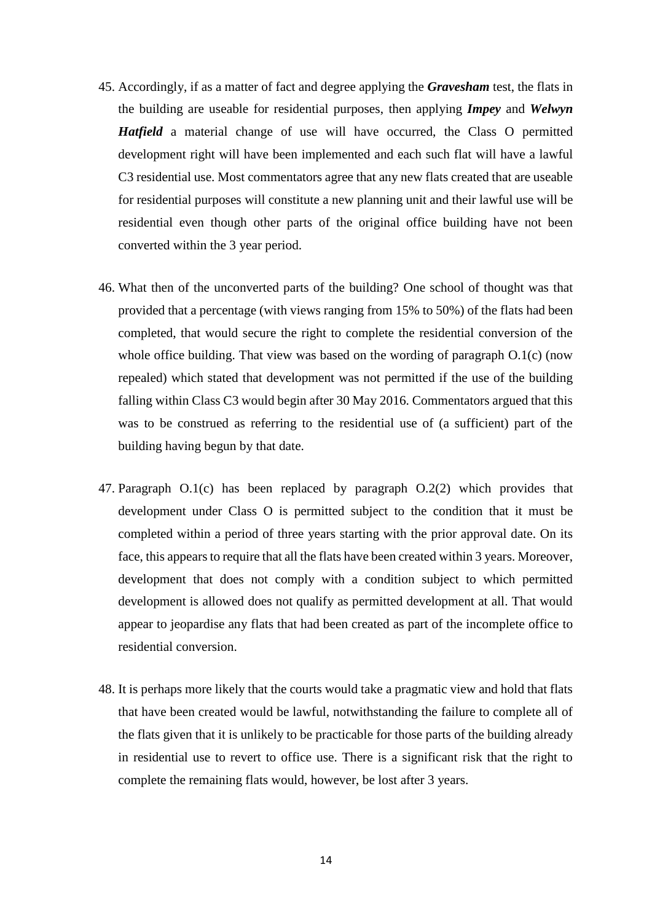45. Accordingly, if as a matter of fact and degree applying the ***Gravesham*** test, the flats in the building are useable for residential purposes, then applying ***Impey*** and ***Welwyn Hatfield*** a material change of use will have occurred, the Class O permitted development right will have been implemented and each such flat will have a lawful C3 residential use. Most commentators agree that any new flats created that are useable for residential purposes will constitute a new planning unit and their lawful use will be residential even though other parts of the original office building have not been converted within the 3 year period.

46. What then of the unconverted parts of the building? One school of thought was that provided that a percentage (with views ranging from 15% to 50%) of the flats had been completed, that would secure the right to complete the residential conversion of the whole office building. That view was based on the wording of paragraph O.1(c) (now repealed) which stated that development was not permitted if the use of the building falling within Class C3 would begin after 30 May 2016. Commentators argued that this was to be construed as referring to the residential use of (a sufficient) part of the building having begun by that date.

47. Paragraph O.1(c) has been replaced by paragraph O.2(2) which provides that development under Class O is permitted subject to the condition that it must be completed within a period of three years starting with the prior approval date. On its face, this appears to require that all the flats have been created within 3 years. Moreover, development that does not comply with a condition subject to which permitted development is allowed does not qualify as permitted development at all. That would appear to jeopardise any flats that had been created as part of the incomplete office to residential conversion.

48. It is perhaps more likely that the courts would take a pragmatic view and hold that flats that have been created would be lawful, notwithstanding the failure to complete all of the flats given that it is unlikely to be practicable for those parts of the building already in residential use to revert to office use. There is a significant risk that the right to complete the remaining flats would, however, be lost after 3 years.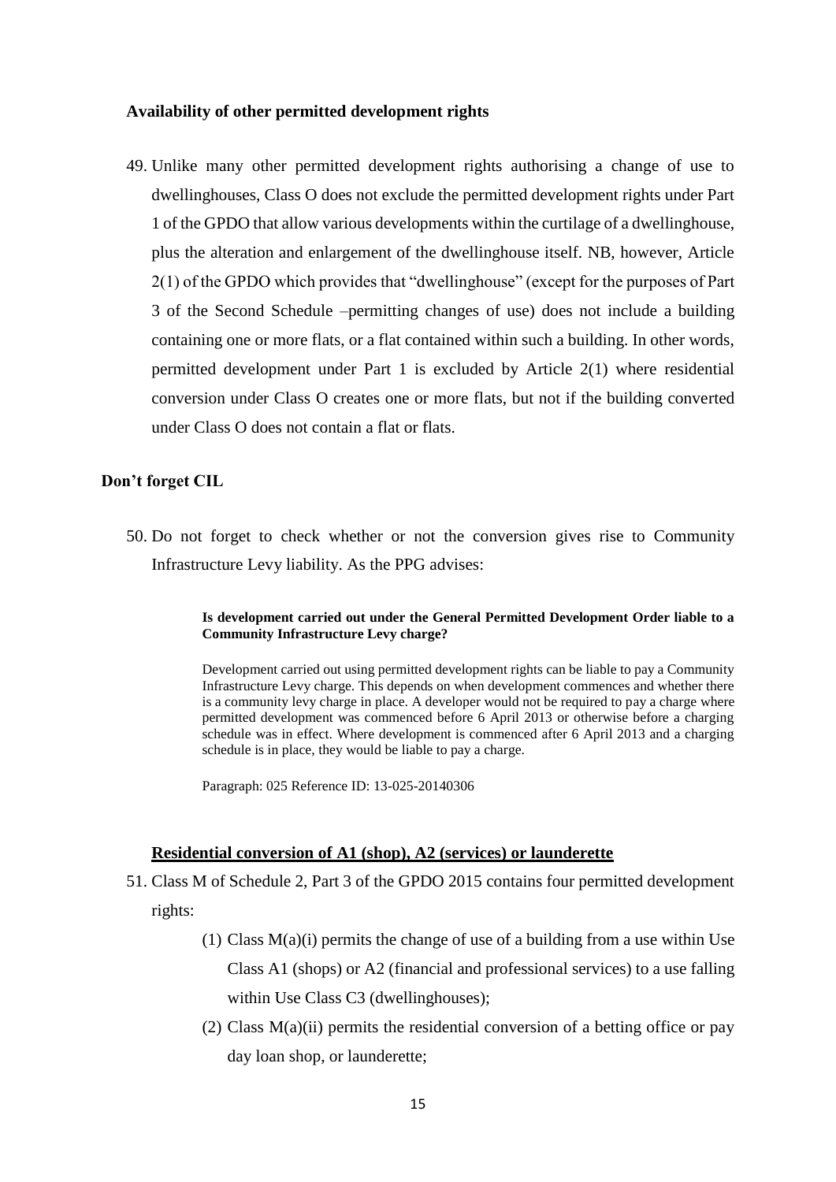### Availability of other permitted development rights

49. Unlike many other permitted development rights authorising a change of use to dwellinghouses, Class O does not exclude the permitted development rights under Part 1 of the GPDO that allow various developments within the curtilage of a dwellinghouse, plus the alteration and enlargement of the dwellinghouse itself. NB, however, Article 2(1) of the GPDO which provides that "dwellinghouse" (except for the purposes of Part 3 of the Second Schedule –permitting changes of use) does not include a building containing one or more flats, or a flat contained within such a building. In other words, permitted development under Part 1 is excluded by Article 2(1) where residential conversion under Class O creates one or more flats, but not if the building converted under Class O does not contain a flat or flats.

### Don't forget CIL

50. Do not forget to check whether or not the conversion gives rise to Community Infrastructure Levy liability. As the PPG advises:

> **Is development carried out under the General Permitted Development Order liable to a Community Infrastructure Levy charge?**
>
> Development carried out using permitted development rights can be liable to pay a Community Infrastructure Levy charge. This depends on when development commences and whether there is a community levy charge in place. A developer would not be required to pay a charge where permitted development was commenced before 6 April 2013 or otherwise before a charging schedule was in effect. Where development is commenced after 6 April 2013 and a charging schedule is in place, they would be liable to pay a charge.
>
> Paragraph: 025 Reference ID: 13-025-20140306

### <u>Residential conversion of A1 (shop), A2 (services) or launderette</u>

51. Class M of Schedule 2, Part 3 of the GPDO 2015 contains four permitted development rights:
    (1) Class M(a)(i) permits the change of use of a building from a use within Use Class A1 (shops) or A2 (financial and professional services) to a use falling within Use Class C3 (dwellinghouses);
    (2) Class M(a)(ii) permits the residential conversion of a betting office or pay day loan shop, or launderette;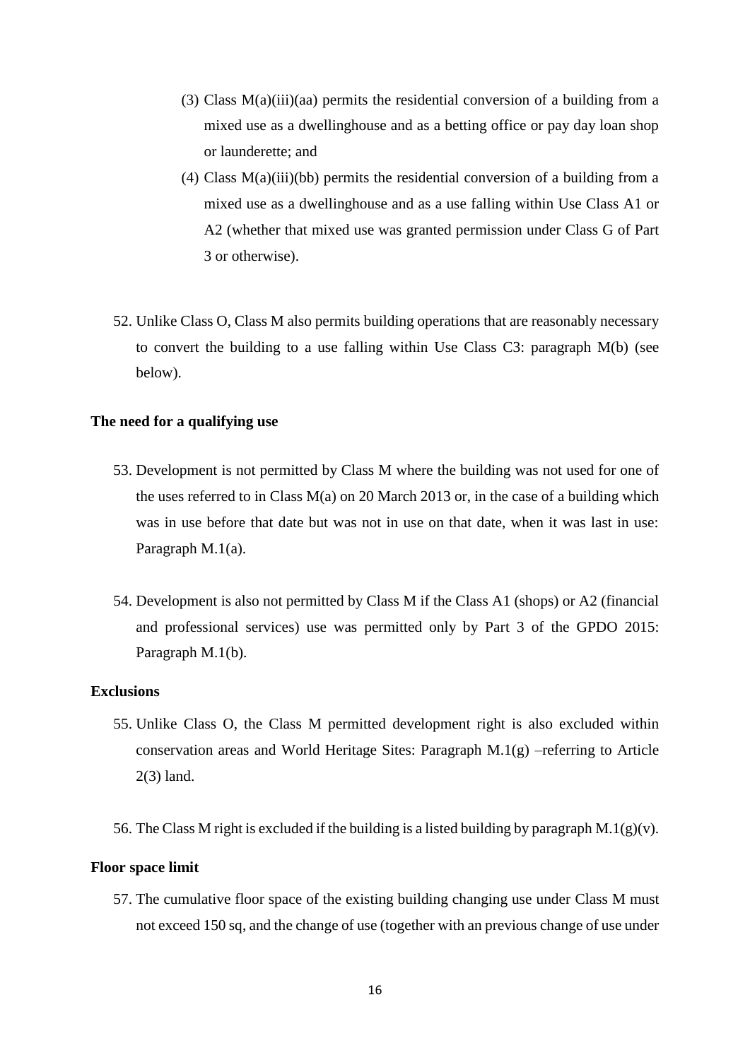(3) Class M(a)(iii)(aa) permits the residential conversion of a building from a mixed use as a dwellinghouse and as a betting office or pay day loan shop or launderette; and

(4) Class M(a)(iii)(bb) permits the residential conversion of a building from a mixed use as a dwellinghouse and as a use falling within Use Class A1 or A2 (whether that mixed use was granted permission under Class G of Part 3 or otherwise).

52. Unlike Class O, Class M also permits building operations that are reasonably necessary to convert the building to a use falling within Use Class C3: paragraph M(b) (see below).

**The need for a qualifying use**

53. Development is not permitted by Class M where the building was not used for one of the uses referred to in Class M(a) on 20 March 2013 or, in the case of a building which was in use before that date but was not in use on that date, when it was last in use: Paragraph M.1(a).

54. Development is also not permitted by Class M if the Class A1 (shops) or A2 (financial and professional services) use was permitted only by Part 3 of the GPDO 2015: Paragraph M.1(b).

**Exclusions**

55. Unlike Class O, the Class M permitted development right is also excluded within conservation areas and World Heritage Sites: Paragraph M.1(g) –referring to Article 2(3) land.

56. The Class M right is excluded if the building is a listed building by paragraph M.1(g)(v).

**Floor space limit**

57. The cumulative floor space of the existing building changing use under Class M must not exceed 150 sq, and the change of use (together with an previous change of use under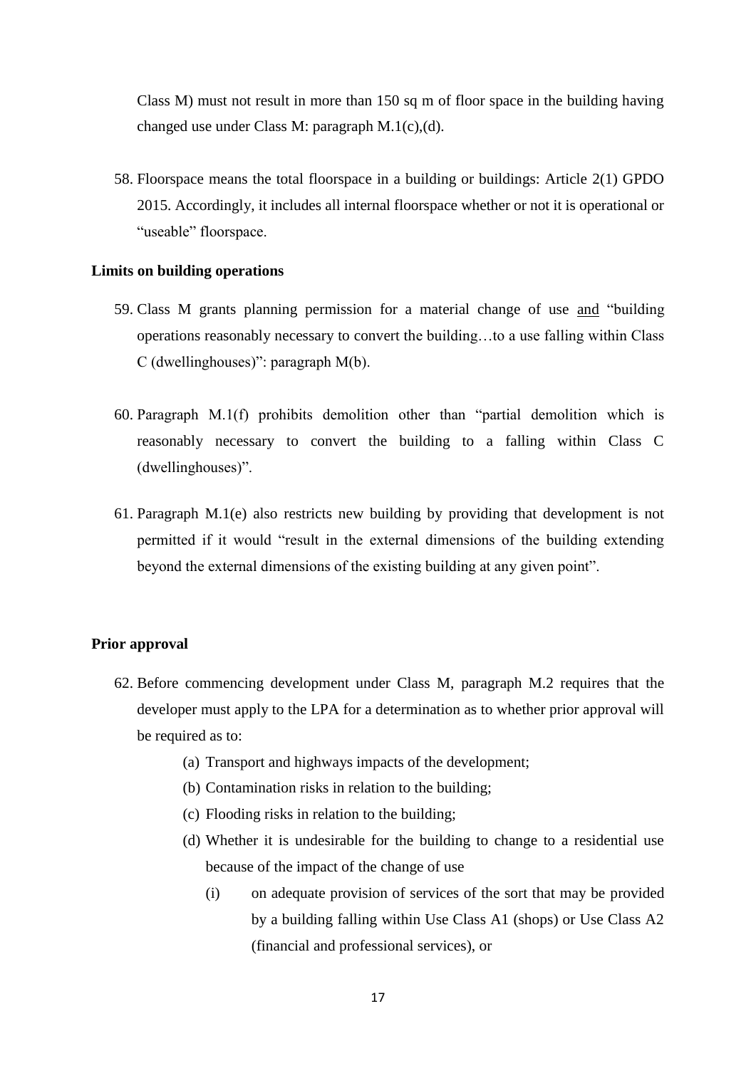Class M) must not result in more than 150 sq m of floor space in the building having changed use under Class M: paragraph M.1(c),(d).

58. Floorspace means the total floorspace in a building or buildings: Article 2(1) GPDO 2015. Accordingly, it includes all internal floorspace whether or not it is operational or "useable" floorspace.

**Limits on building operations**

59. Class M grants planning permission for a material change of use <u>and</u> "building operations reasonably necessary to convert the building…to a use falling within Class C (dwellinghouses)": paragraph M(b).

60. Paragraph M.1(f) prohibits demolition other than "partial demolition which is reasonably necessary to convert the building to a falling within Class C (dwellinghouses)".

61. Paragraph M.1(e) also restricts new building by providing that development is not permitted if it would "result in the external dimensions of the building extending beyond the external dimensions of the existing building at any given point".

**Prior approval**

62. Before commencing development under Class M, paragraph M.2 requires that the developer must apply to the LPA for a determination as to whether prior approval will be required as to:
    (a) Transport and highways impacts of the development;
    (b) Contamination risks in relation to the building;
    (c) Flooding risks in relation to the building;
    (d) Whether it is undesirable for the building to change to a residential use because of the impact of the change of use
        (i) on adequate provision of services of the sort that may be provided by a building falling within Use Class A1 (shops) or Use Class A2 (financial and professional services), or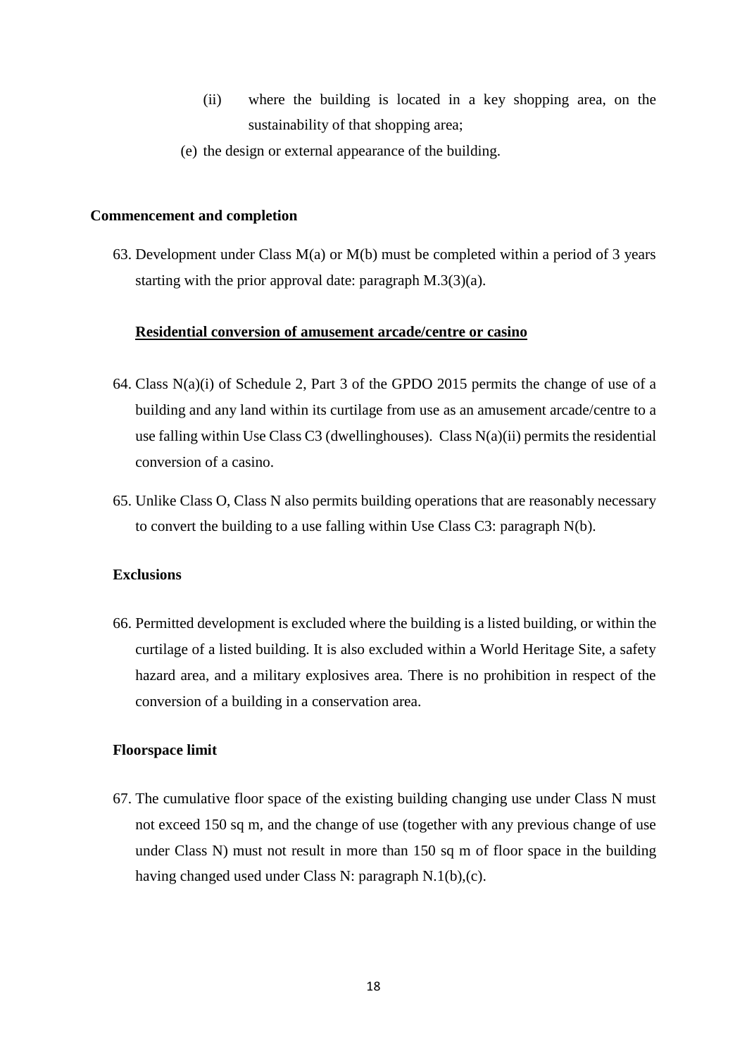(ii) where the building is located in a key shopping area, on the sustainability of that shopping area;

(e) the design or external appearance of the building.

**Commencement and completion**

63. Development under Class M(a) or M(b) must be completed within a period of 3 years starting with the prior approval date: paragraph M.3(3)(a).

**Residential conversion of amusement arcade/centre or casino**

64. Class N(a)(i) of Schedule 2, Part 3 of the GPDO 2015 permits the change of use of a building and any land within its curtilage from use as an amusement arcade/centre to a use falling within Use Class C3 (dwellinghouses). Class N(a)(ii) permits the residential conversion of a casino.

65. Unlike Class O, Class N also permits building operations that are reasonably necessary to convert the building to a use falling within Use Class C3: paragraph N(b).

**Exclusions**

66. Permitted development is excluded where the building is a listed building, or within the curtilage of a listed building. It is also excluded within a World Heritage Site, a safety hazard area, and a military explosives area. There is no prohibition in respect of the conversion of a building in a conservation area.

**Floorspace limit**

67. The cumulative floor space of the existing building changing use under Class N must not exceed 150 sq m, and the change of use (together with any previous change of use under Class N) must not result in more than 150 sq m of floor space in the building having changed used under Class N: paragraph N.1(b),(c).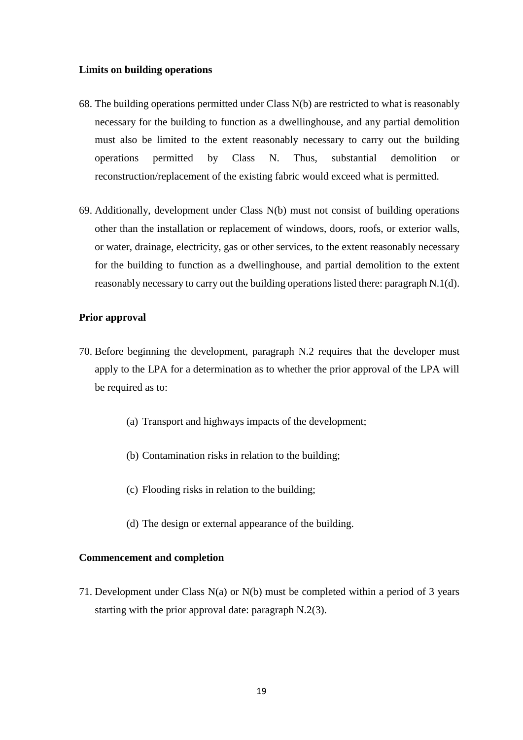### Limits on building operations

68. The building operations permitted under Class N(b) are restricted to what is reasonably necessary for the building to function as a dwellinghouse, and any partial demolition must also be limited to the extent reasonably necessary to carry out the building operations permitted by Class N. Thus, substantial demolition or reconstruction/replacement of the existing fabric would exceed what is permitted.

69. Additionally, development under Class N(b) must not consist of building operations other than the installation or replacement of windows, doors, roofs, or exterior walls, or water, drainage, electricity, gas or other services, to the extent reasonably necessary for the building to function as a dwellinghouse, and partial demolition to the extent reasonably necessary to carry out the building operations listed there: paragraph N.1(d).

### Prior approval

70. Before beginning the development, paragraph N.2 requires that the developer must apply to the LPA for a determination as to whether the prior approval of the LPA will be required as to:

    (a) Transport and highways impacts of the development;

    (b) Contamination risks in relation to the building;

    (c) Flooding risks in relation to the building;

    (d) The design or external appearance of the building.

### Commencement and completion

71. Development under Class N(a) or N(b) must be completed within a period of 3 years starting with the prior approval date: paragraph N.2(3).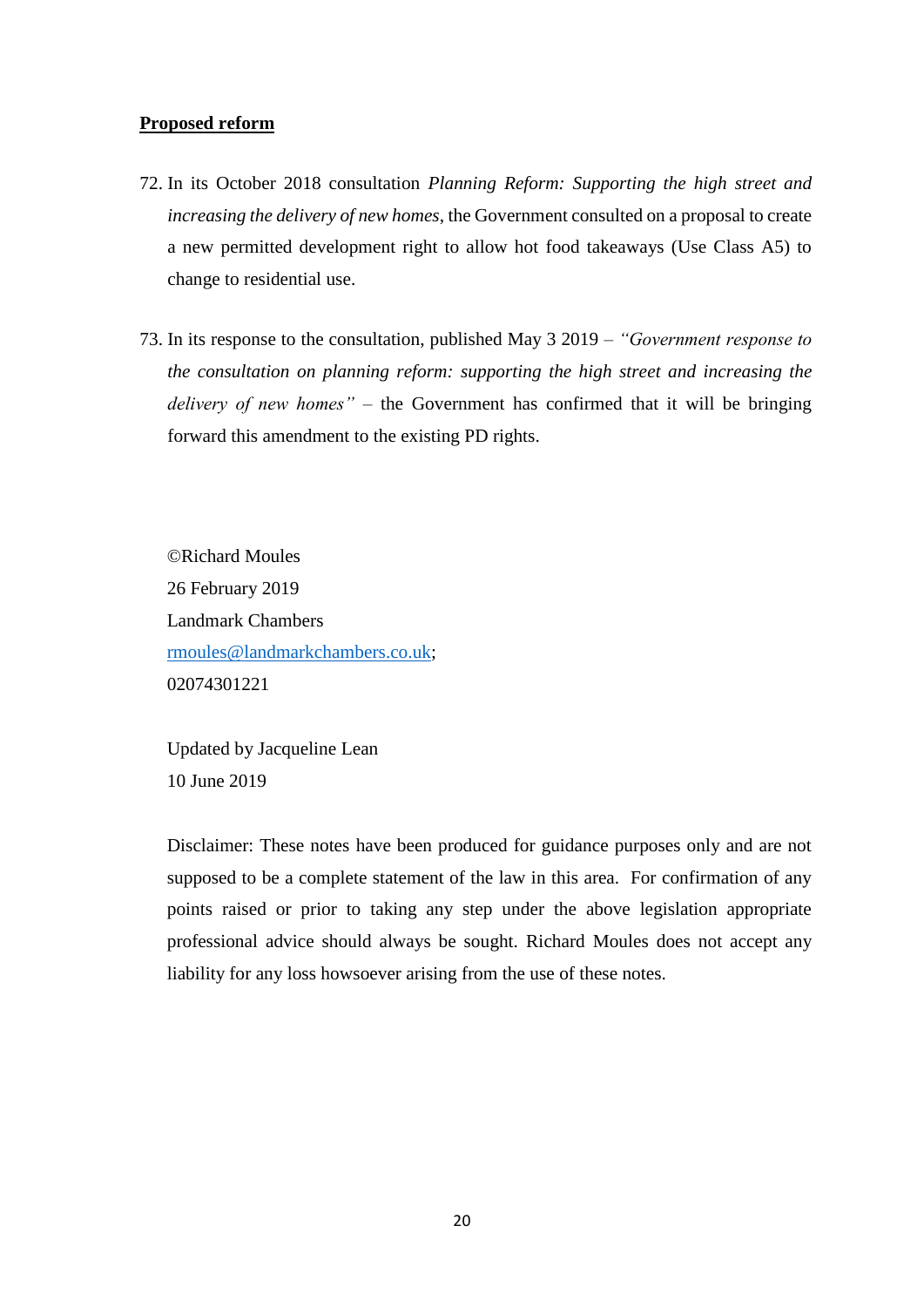**Proposed reform**

72. In its October 2018 consultation *Planning Reform: Supporting the high street and increasing the delivery of new homes*, the Government consulted on a proposal to create a new permitted development right to allow hot food takeaways (Use Class A5) to change to residential use.

73. In its response to the consultation, published May 3 2019 – *"Government response to the consultation on planning reform: supporting the high street and increasing the delivery of new homes"* – the Government has confirmed that it will be bringing forward this amendment to the existing PD rights.

©Richard Moules
26 February 2019
Landmark Chambers
rmoules@landmarkchambers.co.uk;
02074301221

Updated by Jacqueline Lean
10 June 2019

Disclaimer: These notes have been produced for guidance purposes only and are not supposed to be a complete statement of the law in this area. For confirmation of any points raised or prior to taking any step under the above legislation appropriate professional advice should always be sought. Richard Moules does not accept any liability for any loss howsoever arising from the use of these notes.